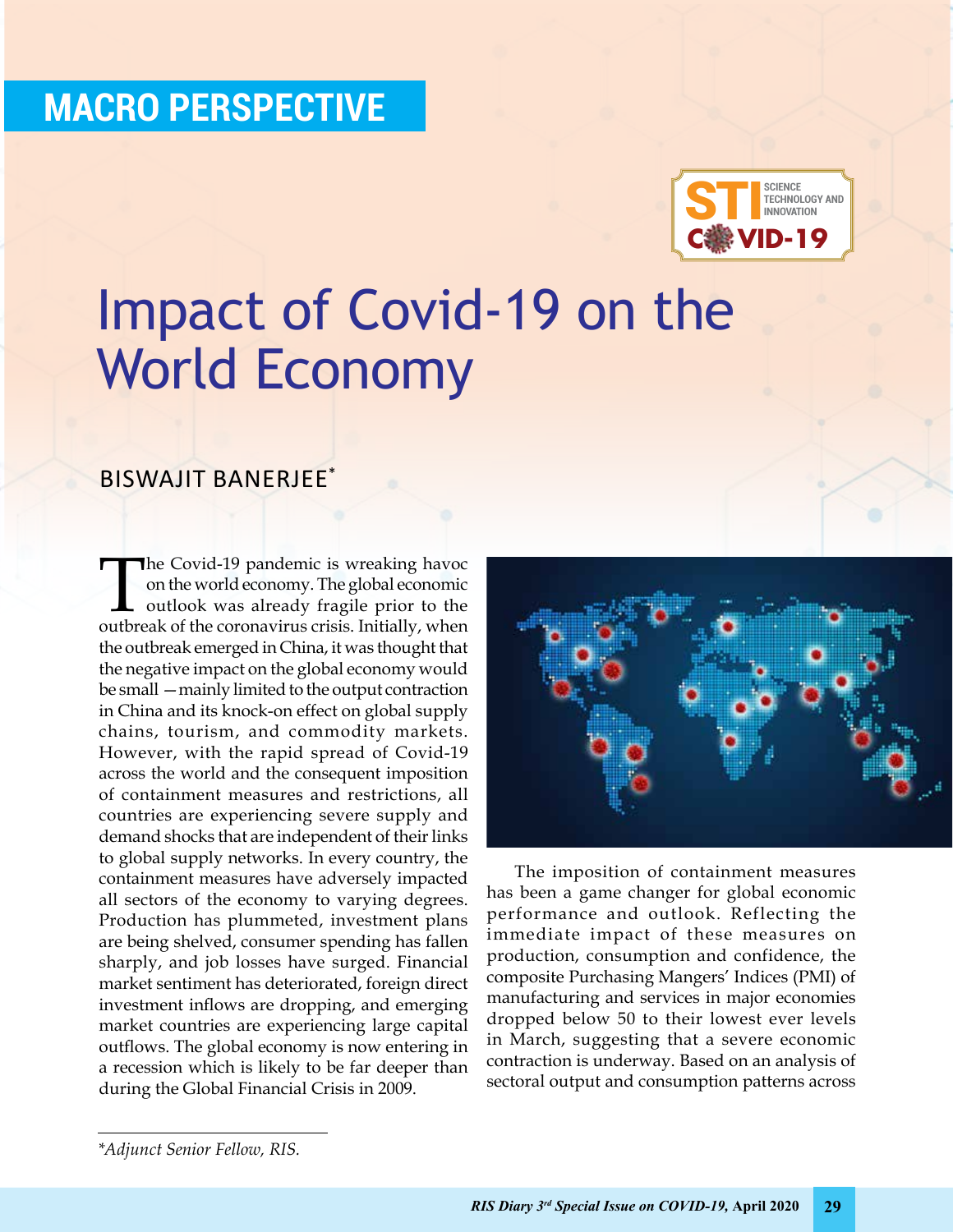MACRO PERSPECTIVE

# Impact of Covid-19 on the World Economy

BISWAJIT BANERJEE*

The Covid-19 pandemic is wreaking havoc on the world economy. The global economic outlook was already fragile prior to the outbreak of the coronavirus crisis. Initially, when the outbreak emerged in China, it was thought that the negative impact on the global economy would be small —mainly limited to the output contraction in China and its knock-on effect on global supply chains, tourism, and commodity markets. However, with the rapid spread of Covid-19 across the world and the consequent imposition of containment measures and restrictions, all countries are experiencing severe supply and demand shocks that are independent of their links to global supply networks. In every country, the containment measures have adversely impacted all sectors of the economy to varying degrees. Production has plummeted, investment plans are being shelved, consumer spending has fallen sharply, and job losses have surged. Financial market sentiment has deteriorated, foreign direct investment inflows are dropping, and emerging market countries are experiencing large capital outflows. The global economy is now entering in a recession which is likely to be far deeper than during the Global Financial Crisis in 2009.

The imposition of containment measures has been a game changer for global economic performance and outlook. Reflecting the immediate impact of these measures on production, consumption and confidence, the composite Purchasing Mangers' Indices (PMI) of manufacturing and services in major economies dropped below 50 to their lowest ever levels in March, suggesting that a severe economic contraction is underway. Based on an analysis of sectoral output and consumption patterns across

*Adjunct Senior Fellow, RIS.*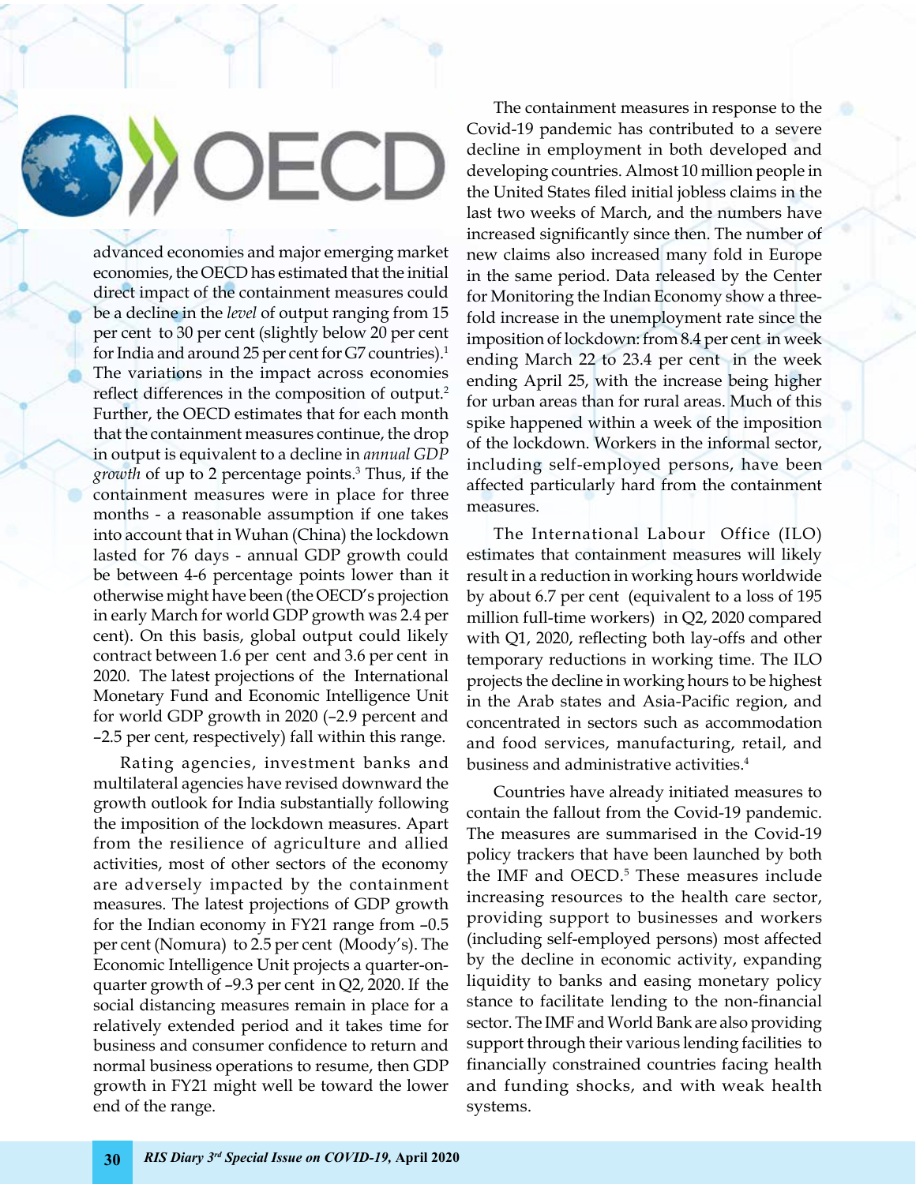advanced economies and major emerging market economies, the OECD has estimated that the initial direct impact of the containment measures could be a decline in the *level* of output ranging from 15 per cent to 30 per cent (slightly below 20 per cent for India and around 25 per cent for G7 countries).[1] The variations in the impact across economies reflect differences in the composition of output.[2] Further, the OECD estimates that for each month that the containment measures continue, the drop in output is equivalent to a decline in *annual GDP growth* of up to 2 percentage points.[3] Thus, if the containment measures were in place for three months - a reasonable assumption if one takes into account that in Wuhan (China) the lockdown lasted for 76 days - annual GDP growth could be between 4-6 percentage points lower than it otherwise might have been (the OECD's projection in early March for world GDP growth was 2.4 per cent). On this basis, global output could likely contract between 1.6 per cent and 3.6 per cent in 2020. The latest projections of the International Monetary Fund and Economic Intelligence Unit for world GDP growth in 2020 (–2.9 percent and –2.5 per cent, respectively) fall within this range.

Rating agencies, investment banks and multilateral agencies have revised downward the growth outlook for India substantially following the imposition of the lockdown measures. Apart from the resilience of agriculture and allied activities, most of other sectors of the economy are adversely impacted by the containment measures. The latest projections of GDP growth for the Indian economy in FY21 range from –0.5 per cent (Nomura) to 2.5 per cent (Moody's). The Economic Intelligence Unit projects a quarter-on-quarter growth of –9.3 per cent in Q2, 2020. If the social distancing measures remain in place for a relatively extended period and it takes time for business and consumer confidence to return and normal business operations to resume, then GDP growth in FY21 might well be toward the lower end of the range.

The containment measures in response to the Covid-19 pandemic has contributed to a severe decline in employment in both developed and developing countries. Almost 10 million people in the United States filed initial jobless claims in the last two weeks of March, and the numbers have increased significantly since then. The number of new claims also increased many fold in Europe in the same period. Data released by the Center for Monitoring the Indian Economy show a three-fold increase in the unemployment rate since the imposition of lockdown: from 8.4 per cent in week ending March 22 to 23.4 per cent in the week ending April 25, with the increase being higher for urban areas than for rural areas. Much of this spike happened within a week of the imposition of the lockdown. Workers in the informal sector, including self-employed persons, have been affected particularly hard from the containment measures.

The International Labour Office (ILO) estimates that containment measures will likely result in a reduction in working hours worldwide by about 6.7 per cent (equivalent to a loss of 195 million full-time workers) in Q2, 2020 compared with Q1, 2020, reflecting both lay-offs and other temporary reductions in working time. The ILO projects the decline in working hours to be highest in the Arab states and Asia-Pacific region, and concentrated in sectors such as accommodation and food services, manufacturing, retail, and business and administrative activities.[4]

Countries have already initiated measures to contain the fallout from the Covid-19 pandemic. The measures are summarised in the Covid-19 policy trackers that have been launched by both the IMF and OECD.[5] These measures include increasing resources to the health care sector, providing support to businesses and workers (including self-employed persons) most affected by the decline in economic activity, expanding liquidity to banks and easing monetary policy stance to facilitate lending to the non-financial sector. The IMF and World Bank are also providing support through their various lending facilities to financially constrained countries facing health and funding shocks, and with weak health systems.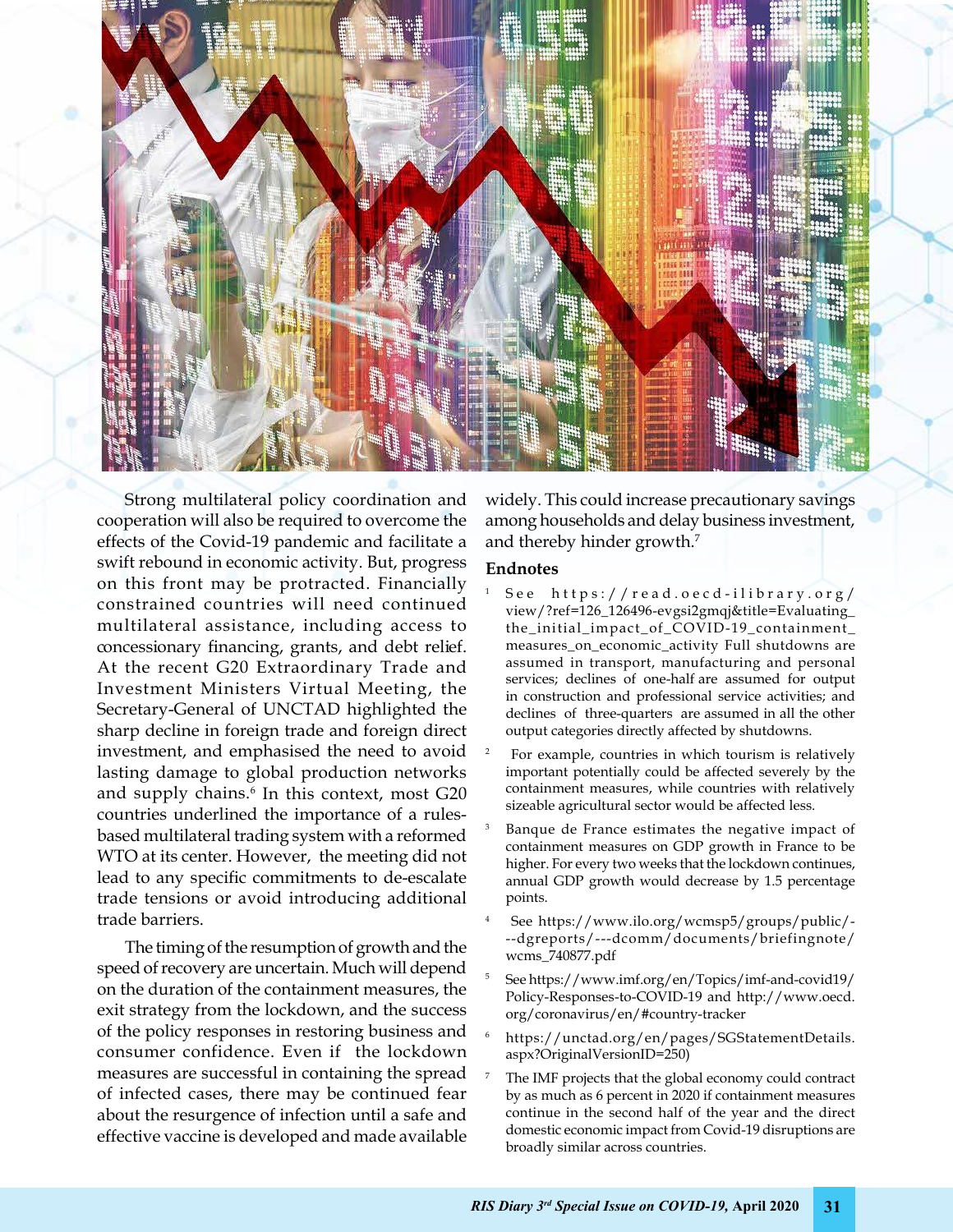Strong multilateral policy coordination and cooperation will also be required to overcome the effects of the Covid-19 pandemic and facilitate a swift rebound in economic activity. But, progress on this front may be protracted. Financially constrained countries will need continued multilateral assistance, including access to concessionary financing, grants, and debt relief. At the recent G20 Extraordinary Trade and Investment Ministers Virtual Meeting, the Secretary-General of UNCTAD highlighted the sharp decline in foreign trade and foreign direct investment, and emphasised the need to avoid lasting damage to global production networks and supply chains.[6] In this context, most G20 countries underlined the importance of a rules-based multilateral trading system with a reformed WTO at its center. However, the meeting did not lead to any specific commitments to de-escalate trade tensions or avoid introducing additional trade barriers.

The timing of the resumption of growth and the speed of recovery are uncertain. Much will depend on the duration of the containment measures, the exit strategy from the lockdown, and the success of the policy responses in restoring business and consumer confidence. Even if the lockdown measures are successful in containing the spread of infected cases, there may be continued fear about the resurgence of infection until a safe and effective vaccine is developed and made available widely. This could increase precautionary savings among households and delay business investment, and thereby hinder growth.[7]

## Endnotes

1. See https://read.oecd-ilibrary.org/view/?ref=126_126496-evgsi2gmqj&title=Evaluating_the_initial_impact_of_COVID-19_containment_measures_on_economic_activity Full shutdowns are assumed in transport, manufacturing and personal services; declines of one-half are assumed for output in construction and professional service activities; and declines of three-quarters are assumed in all the other output categories directly affected by shutdowns.
2. For example, countries in which tourism is relatively important potentially could be affected severely by the containment measures, while countries with relatively sizeable agricultural sector would be affected less.
3. Banque de France estimates the negative impact of containment measures on GDP growth in France to be higher. For every two weeks that the lockdown continues, annual GDP growth would decrease by 1.5 percentage points.
4. See https://www.ilo.org/wcmsp5/groups/public/---dgreports/---dcomm/documents/briefingnote/wcms_740877.pdf
5. See https://www.imf.org/en/Topics/imf-and-covid19/Policy-Responses-to-COVID-19 and http://www.oecd.org/coronavirus/en/#country-tracker
6. https://unctad.org/en/pages/SGStatementDetails.aspx?OriginalVersionID=250)
7. The IMF projects that the global economy could contract by as much as 6 percent in 2020 if containment measures continue in the second half of the year and the direct domestic economic impact from Covid-19 disruptions are broadly similar across countries.